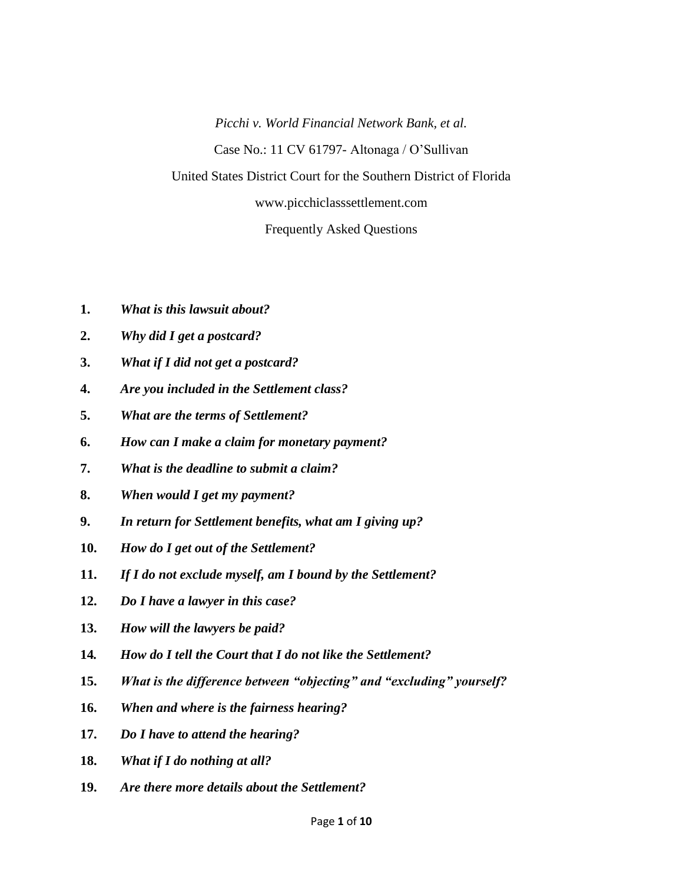*Picchi v. World Financial Network Bank, et al.*

Case No.: 11 CV 61797- Altonaga / O'Sullivan

United States District Court for the Southern District of Florida

www.picchiclasssettlement.com

Frequently Asked Questions

1. ***What is this lawsuit about?***
2. ***Why did I get a postcard?***
3. ***What if I did not get a postcard?***
4. ***Are you included in the Settlement class?***
5. ***What are the terms of Settlement?***
6. ***How can I make a claim for monetary payment?***
7. ***What is the deadline to submit a claim?***
8. ***When would I get my payment?***
9. ***In return for Settlement benefits, what am I giving up?***
10. ***How do I get out of the Settlement?***
11. ***If I do not exclude myself, am I bound by the Settlement?***
12. ***Do I have a lawyer in this case?***
13. ***How will the lawyers be paid?***
14. ***How do I tell the Court that I do not like the Settlement?***
15. ***What is the difference between "objecting" and "excluding" yourself?***
16. ***When and where is the fairness hearing?***
17. ***Do I have to attend the hearing?***
18. ***What if I do nothing at all?***
19. ***Are there more details about the Settlement?***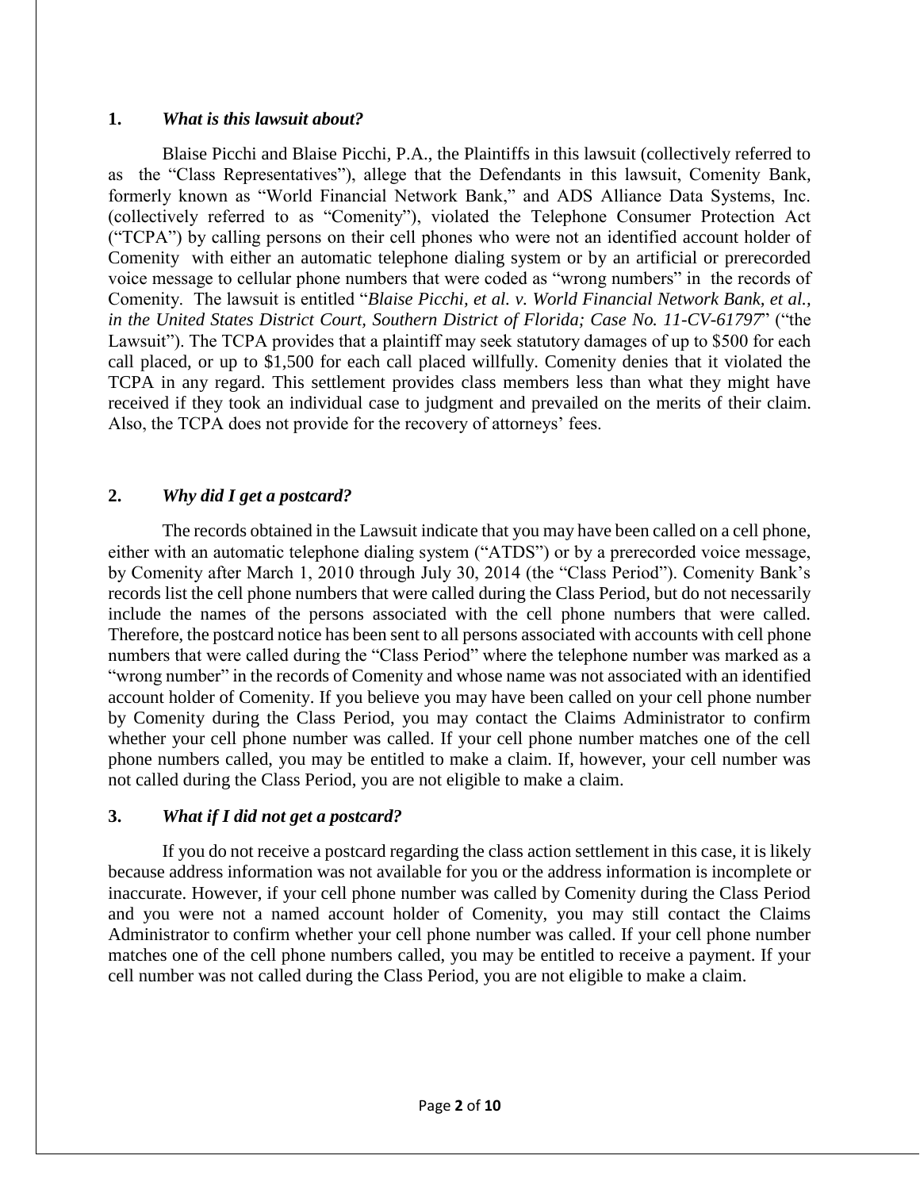## 1. *What is this lawsuit about?*

Blaise Picchi and Blaise Picchi, P.A., the Plaintiffs in this lawsuit (collectively referred to as the "Class Representatives"), allege that the Defendants in this lawsuit, Comenity Bank, formerly known as "World Financial Network Bank," and ADS Alliance Data Systems, Inc. (collectively referred to as "Comenity"), violated the Telephone Consumer Protection Act ("TCPA") by calling persons on their cell phones who were not an identified account holder of Comenity with either an automatic telephone dialing system or by an artificial or prerecorded voice message to cellular phone numbers that were coded as "wrong numbers" in the records of Comenity. The lawsuit is entitled "*Blaise Picchi, et al. v. World Financial Network Bank, et al., in the United States District Court, Southern District of Florida; Case No. 11-CV-61797*" ("the Lawsuit"). The TCPA provides that a plaintiff may seek statutory damages of up to $500 for each call placed, or up to $1,500 for each call placed willfully. Comenity denies that it violated the TCPA in any regard. This settlement provides class members less than what they might have received if they took an individual case to judgment and prevailed on the merits of their claim. Also, the TCPA does not provide for the recovery of attorneys' fees.

## 2. *Why did I get a postcard?*

The records obtained in the Lawsuit indicate that you may have been called on a cell phone, either with an automatic telephone dialing system ("ATDS") or by a prerecorded voice message, by Comenity after March 1, 2010 through July 30, 2014 (the "Class Period"). Comenity Bank's records list the cell phone numbers that were called during the Class Period, but do not necessarily include the names of the persons associated with the cell phone numbers that were called. Therefore, the postcard notice has been sent to all persons associated with accounts with cell phone numbers that were called during the "Class Period" where the telephone number was marked as a "wrong number" in the records of Comenity and whose name was not associated with an identified account holder of Comenity. If you believe you may have been called on your cell phone number by Comenity during the Class Period, you may contact the Claims Administrator to confirm whether your cell phone number was called. If your cell phone number matches one of the cell phone numbers called, you may be entitled to make a claim. If, however, your cell number was not called during the Class Period, you are not eligible to make a claim.

## 3. *What if I did not get a postcard?*

If you do not receive a postcard regarding the class action settlement in this case, it is likely because address information was not available for you or the address information is incomplete or inaccurate. However, if your cell phone number was called by Comenity during the Class Period and you were not a named account holder of Comenity, you may still contact the Claims Administrator to confirm whether your cell phone number was called. If your cell phone number matches one of the cell phone numbers called, you may be entitled to receive a payment. If your cell number was not called during the Class Period, you are not eligible to make a claim.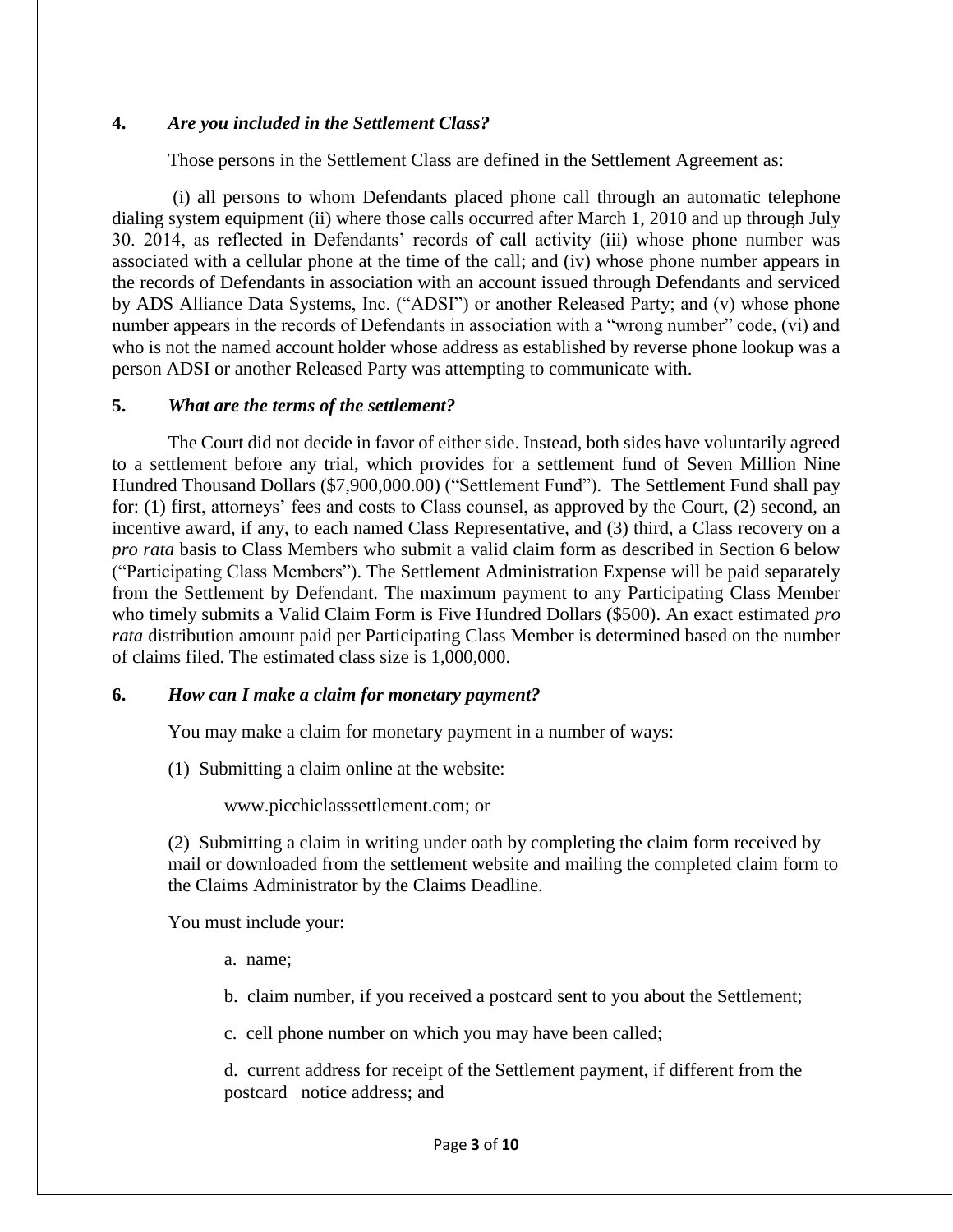**4.** ***Are you included in the Settlement Class?***

Those persons in the Settlement Class are defined in the Settlement Agreement as:

(i) all persons to whom Defendants placed phone call through an automatic telephone dialing system equipment (ii) where those calls occurred after March 1, 2010 and up through July 30. 2014, as reflected in Defendants' records of call activity (iii) whose phone number was associated with a cellular phone at the time of the call; and (iv) whose phone number appears in the records of Defendants in association with an account issued through Defendants and serviced by ADS Alliance Data Systems, Inc. ("ADSI") or another Released Party; and (v) whose phone number appears in the records of Defendants in association with a "wrong number" code, (vi) and who is not the named account holder whose address as established by reverse phone lookup was a person ADSI or another Released Party was attempting to communicate with.

**5.** ***What are the terms of the settlement?***

The Court did not decide in favor of either side. Instead, both sides have voluntarily agreed to a settlement before any trial, which provides for a settlement fund of Seven Million Nine Hundred Thousand Dollars ($7,900,000.00) ("Settlement Fund"). The Settlement Fund shall pay for: (1) first, attorneys' fees and costs to Class counsel, as approved by the Court, (2) second, an incentive award, if any, to each named Class Representative, and (3) third, a Class recovery on a *pro rata* basis to Class Members who submit a valid claim form as described in Section 6 below ("Participating Class Members"). The Settlement Administration Expense will be paid separately from the Settlement by Defendant. The maximum payment to any Participating Class Member who timely submits a Valid Claim Form is Five Hundred Dollars ($500). An exact estimated *pro rata* distribution amount paid per Participating Class Member is determined based on the number of claims filed. The estimated class size is 1,000,000.

**6.** ***How can I make a claim for monetary payment?***

You may make a claim for monetary payment in a number of ways:

(1) Submitting a claim online at the website:

www.picchiclasssettlement.com; or

(2) Submitting a claim in writing under oath by completing the claim form received by mail or downloaded from the settlement website and mailing the completed claim form to the Claims Administrator by the Claims Deadline.

You must include your:

a. name;

b. claim number, if you received a postcard sent to you about the Settlement;

c. cell phone number on which you may have been called;

d. current address for receipt of the Settlement payment, if different from the postcard notice address; and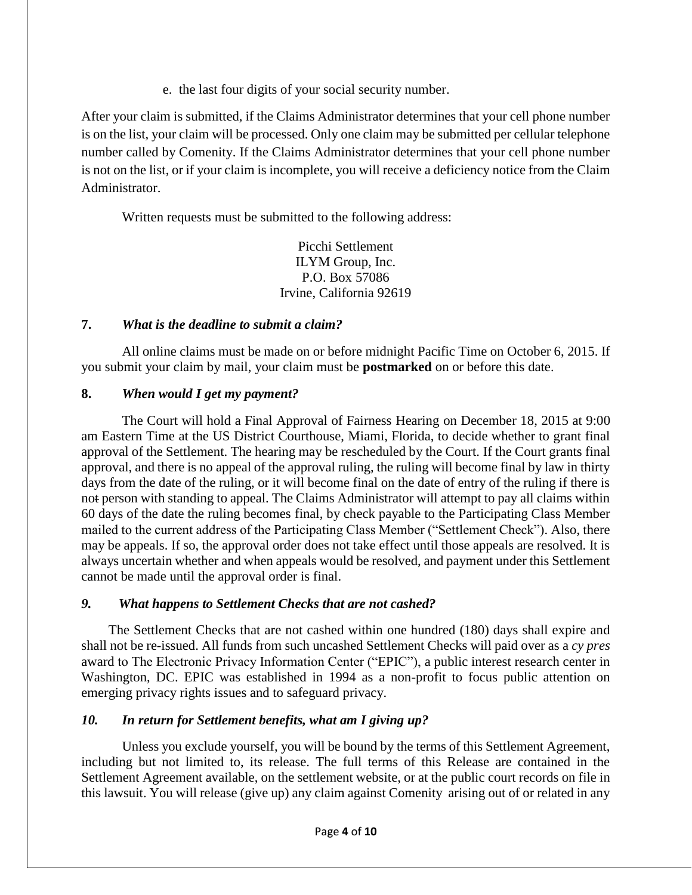e. the last four digits of your social security number.

After your claim is submitted, if the Claims Administrator determines that your cell phone number is on the list, your claim will be processed. Only one claim may be submitted per cellular telephone number called by Comenity. If the Claims Administrator determines that your cell phone number is not on the list, or if your claim is incomplete, you will receive a deficiency notice from the Claim Administrator.

Written requests must be submitted to the following address:

Picchi Settlement
ILYM Group, Inc.
P.O. Box 57086
Irvine, California 92619

### 7. *What is the deadline to submit a claim?*

All online claims must be made on or before midnight Pacific Time on October 6, 2015. If you submit your claim by mail, your claim must be **postmarked** on or before this date.

### 8. *When would I get my payment?*

The Court will hold a Final Approval of Fairness Hearing on December 18, 2015 at 9:00 am Eastern Time at the US District Courthouse, Miami, Florida, to decide whether to grant final approval of the Settlement. The hearing may be rescheduled by the Court. If the Court grants final approval, and there is no appeal of the approval ruling, the ruling will become final by law in thirty days from the date of the ruling, or it will become final on the date of entry of the ruling if there is ~~not~~ person with standing to appeal. The Claims Administrator will attempt to pay all claims within 60 days of the date the ruling becomes final, by check payable to the Participating Class Member mailed to the current address of the Participating Class Member ("Settlement Check"). Also, there may be appeals. If so, the approval order does not take effect until those appeals are resolved. It is always uncertain whether and when appeals would be resolved, and payment under this Settlement cannot be made until the approval order is final.

### *9. What happens to Settlement Checks that are not cashed?*

The Settlement Checks that are not cashed within one hundred (180) days shall expire and shall not be re-issued. All funds from such uncashed Settlement Checks will paid over as a *cy pres* award to The Electronic Privacy Information Center ("EPIC"), a public interest research center in Washington, DC. EPIC was established in 1994 as a non-profit to focus public attention on emerging privacy rights issues and to safeguard privacy.

### *10. In return for Settlement benefits, what am I giving up?*

Unless you exclude yourself, you will be bound by the terms of this Settlement Agreement, including but not limited to, its release. The full terms of this Release are contained in the Settlement Agreement available, on the settlement website, or at the public court records on file in this lawsuit. You will release (give up) any claim against Comenity arising out of or related in any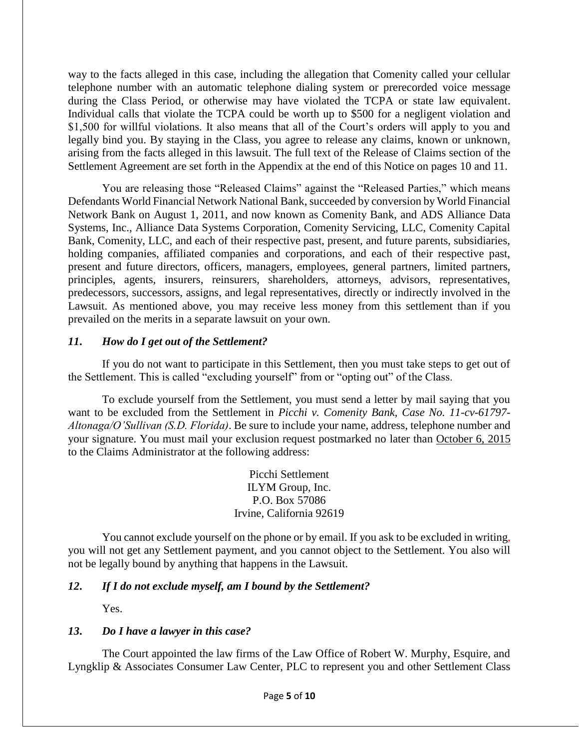way to the facts alleged in this case, including the allegation that Comenity called your cellular telephone number with an automatic telephone dialing system or prerecorded voice message during the Class Period, or otherwise may have violated the TCPA or state law equivalent. Individual calls that violate the TCPA could be worth up to \$500 for a negligent violation and \$1,500 for willful violations. It also means that all of the Court's orders will apply to you and legally bind you. By staying in the Class, you agree to release any claims, known or unknown, arising from the facts alleged in this lawsuit. The full text of the Release of Claims section of the Settlement Agreement are set forth in the Appendix at the end of this Notice on pages 10 and 11.

You are releasing those "Released Claims" against the "Released Parties," which means Defendants World Financial Network National Bank, succeeded by conversion by World Financial Network Bank on August 1, 2011, and now known as Comenity Bank, and ADS Alliance Data Systems, Inc., Alliance Data Systems Corporation, Comenity Servicing, LLC, Comenity Capital Bank, Comenity, LLC, and each of their respective past, present, and future parents, subsidiaries, holding companies, affiliated companies and corporations, and each of their respective past, present and future directors, officers, managers, employees, general partners, limited partners, principles, agents, insurers, reinsurers, shareholders, attorneys, advisors, representatives, predecessors, successors, assigns, and legal representatives, directly or indirectly involved in the Lawsuit. As mentioned above, you may receive less money from this settlement than if you prevailed on the merits in a separate lawsuit on your own.

### *11. How do I get out of the Settlement?*

If you do not want to participate in this Settlement, then you must take steps to get out of the Settlement. This is called "excluding yourself" from or "opting out" of the Class.

To exclude yourself from the Settlement, you must send a letter by mail saying that you want to be excluded from the Settlement in *Picchi v. Comenity Bank, Case No. 11-cv-61797-Altonaga/O'Sullivan (S.D. Florida)*. Be sure to include your name, address, telephone number and your signature. You must mail your exclusion request postmarked no later than <u>October 6, 2015</u> to the Claims Administrator at the following address:

Picchi Settlement
ILYM Group, Inc.
P.O. Box 57086
Irvine, California 92619

You cannot exclude yourself on the phone or by email. If you ask to be excluded in writing, you will not get any Settlement payment, and you cannot object to the Settlement. You also will not be legally bound by anything that happens in the Lawsuit.

### *12. If I do not exclude myself, am I bound by the Settlement?*

Yes.

### *13. Do I have a lawyer in this case?*

The Court appointed the law firms of the Law Office of Robert W. Murphy, Esquire, and Lyngklip & Associates Consumer Law Center, PLC to represent you and other Settlement Class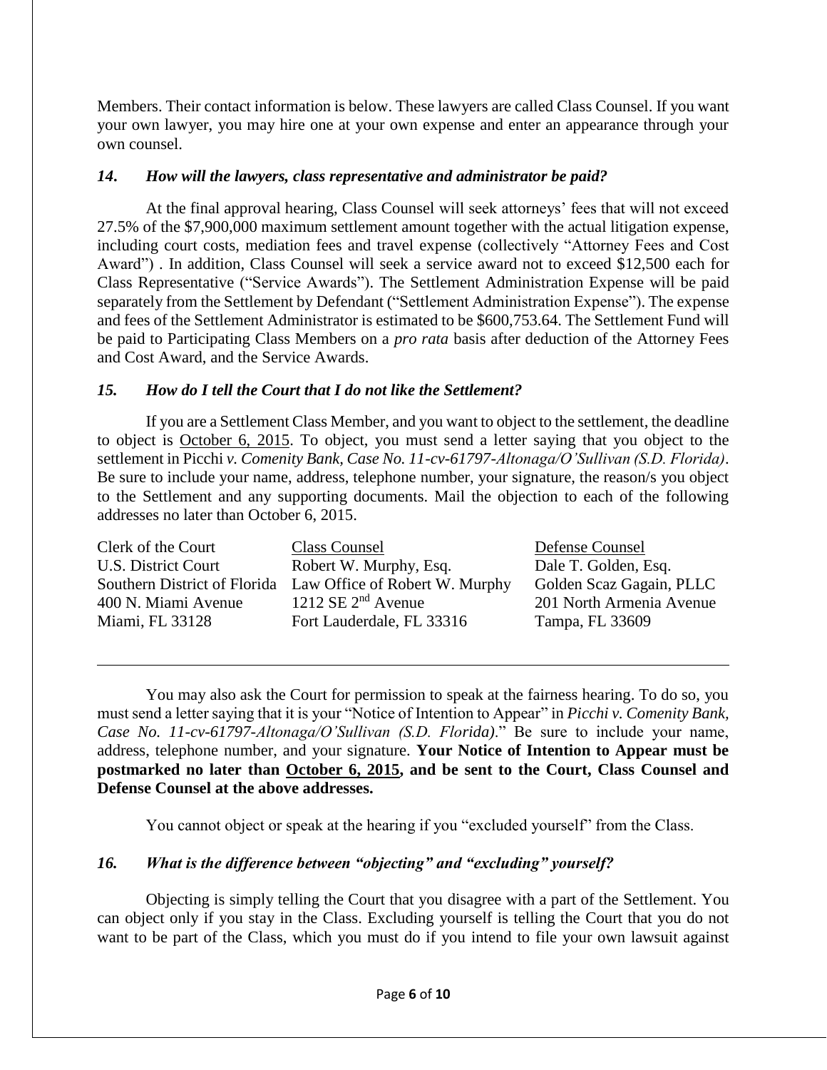Members. Their contact information is below. These lawyers are called Class Counsel. If you want your own lawyer, you may hire one at your own expense and enter an appearance through your own counsel.

### *14. How will the lawyers, class representative and administrator be paid?*

At the final approval hearing, Class Counsel will seek attorneys' fees that will not exceed 27.5% of the $7,900,000 maximum settlement amount together with the actual litigation expense, including court costs, mediation fees and travel expense (collectively "Attorney Fees and Cost Award") . In addition, Class Counsel will seek a service award not to exceed $12,500 each for Class Representative ("Service Awards"). The Settlement Administration Expense will be paid separately from the Settlement by Defendant ("Settlement Administration Expense"). The expense and fees of the Settlement Administrator is estimated to be $600,753.64. The Settlement Fund will be paid to Participating Class Members on a *pro rata* basis after deduction of the Attorney Fees and Cost Award, and the Service Awards.

### *15. How do I tell the Court that I do not like the Settlement?*

If you are a Settlement Class Member, and you want to object to the settlement, the deadline to object is <u>October 6, 2015</u>. To object, you must send a letter saying that you object to the settlement in Picchi *v. Comenity Bank, Case No. 11-cv-61797-Altonaga/O'Sullivan (S.D. Florida)*. Be sure to include your name, address, telephone number, your signature, the reason/s you object to the Settlement and any supporting documents. Mail the objection to each of the following addresses no later than October 6, 2015.

| Clerk of the Court | <u>Class Counsel</u> | <u>Defense Counsel</u> |
|---|---|---|
| U.S. District Court | Robert W. Murphy, Esq. | Dale T. Golden, Esq. |
| Southern District of Florida | Law Office of Robert W. Murphy | Golden Scaz Gagain, PLLC |
| 400 N. Miami Avenue | 1212 SE 2nd Avenue | 201 North Armenia Avenue |
| Miami, FL 33128 | Fort Lauderdale, FL 33316 | Tampa, FL 33609 |

---

You may also ask the Court for permission to speak at the fairness hearing. To do so, you must send a letter saying that it is your "Notice of Intention to Appear" in *Picchi v. Comenity Bank, Case No. 11-cv-61797-Altonaga/O'Sullivan (S.D. Florida)*." Be sure to include your name, address, telephone number, and your signature. **Your Notice of Intention to Appear must be postmarked no later than <u>October 6, 2015</u>, and be sent to the Court, Class Counsel and Defense Counsel at the above addresses.**

You cannot object or speak at the hearing if you "excluded yourself" from the Class.

### *16. What is the difference between "objecting" and "excluding" yourself?*

Objecting is simply telling the Court that you disagree with a part of the Settlement. You can object only if you stay in the Class. Excluding yourself is telling the Court that you do not want to be part of the Class, which you must do if you intend to file your own lawsuit against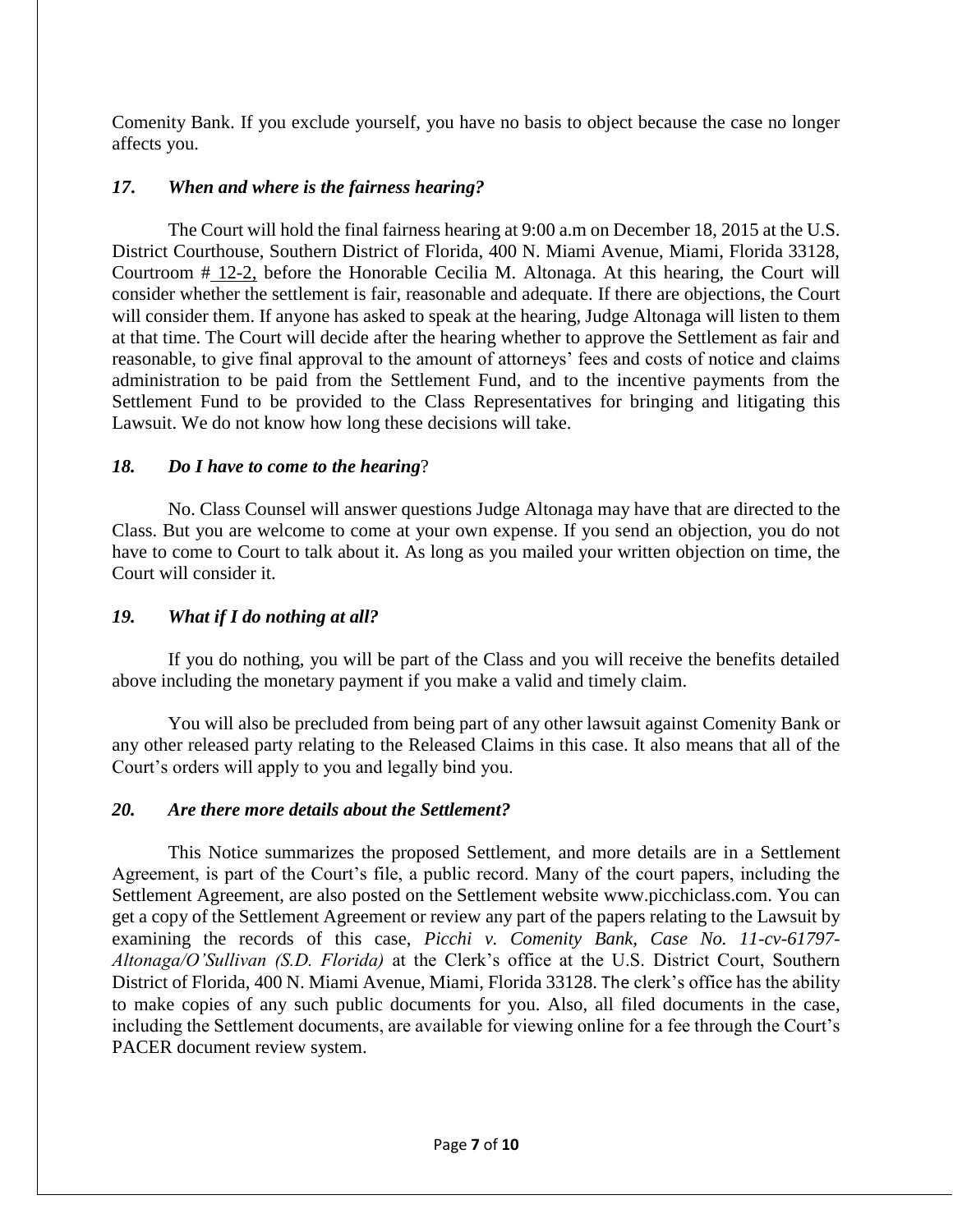Comenity Bank. If you exclude yourself, you have no basis to object because the case no longer affects you.

### *17. When and where is the fairness hearing?*

The Court will hold the final fairness hearing at 9:00 a.m on December 18, 2015 at the U.S. District Courthouse, Southern District of Florida, 400 N. Miami Avenue, Miami, Florida 33128, Courtroom # 12-2, before the Honorable Cecilia M. Altonaga. At this hearing, the Court will consider whether the settlement is fair, reasonable and adequate. If there are objections, the Court will consider them. If anyone has asked to speak at the hearing, Judge Altonaga will listen to them at that time. The Court will decide after the hearing whether to approve the Settlement as fair and reasonable, to give final approval to the amount of attorneys' fees and costs of notice and claims administration to be paid from the Settlement Fund, and to the incentive payments from the Settlement Fund to be provided to the Class Representatives for bringing and litigating this Lawsuit. We do not know how long these decisions will take.

### *18. Do I have to come to the hearing?*

No. Class Counsel will answer questions Judge Altonaga may have that are directed to the Class. But you are welcome to come at your own expense. If you send an objection, you do not have to come to Court to talk about it. As long as you mailed your written objection on time, the Court will consider it.

### *19. What if I do nothing at all?*

If you do nothing, you will be part of the Class and you will receive the benefits detailed above including the monetary payment if you make a valid and timely claim.

You will also be precluded from being part of any other lawsuit against Comenity Bank or any other released party relating to the Released Claims in this case. It also means that all of the Court's orders will apply to you and legally bind you.

### *20. Are there more details about the Settlement?*

This Notice summarizes the proposed Settlement, and more details are in a Settlement Agreement, is part of the Court's file, a public record. Many of the court papers, including the Settlement Agreement, are also posted on the Settlement website www.picchiclass.com. You can get a copy of the Settlement Agreement or review any part of the papers relating to the Lawsuit by examining the records of this case, *Picchi v. Comenity Bank, Case No. 11-cv-61797-Altonaga/O'Sullivan (S.D. Florida)* at the Clerk's office at the U.S. District Court, Southern District of Florida, 400 N. Miami Avenue, Miami, Florida 33128. The clerk's office has the ability to make copies of any such public documents for you. Also, all filed documents in the case, including the Settlement documents, are available for viewing online for a fee through the Court's PACER document review system.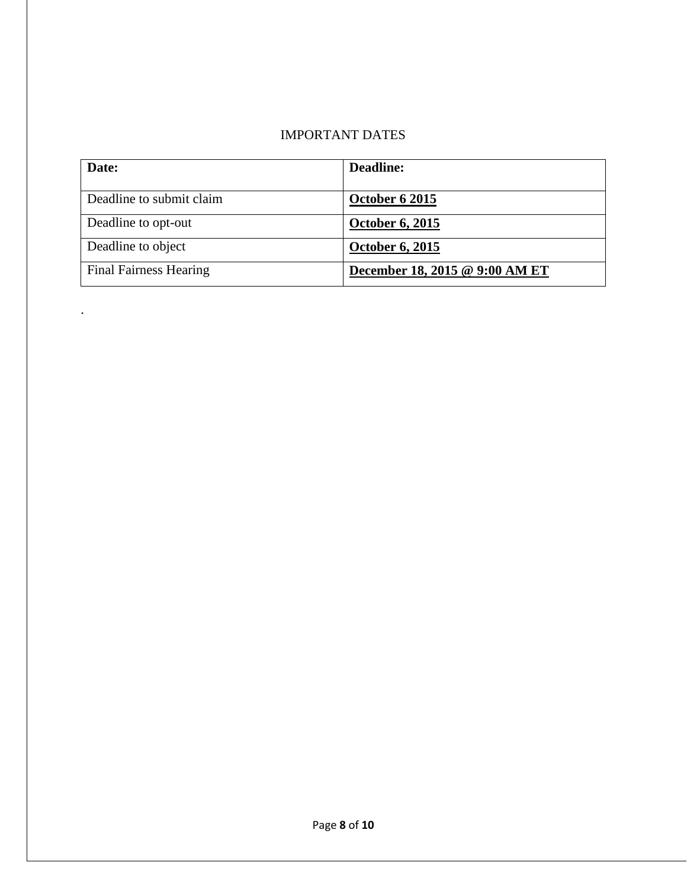IMPORTANT DATES

| **Date:** | **Deadline:** |
| --- | --- |
| Deadline to submit claim | **October 6 2015** |
| Deadline to opt-out | **October 6, 2015** |
| Deadline to object | **October 6, 2015** |
| Final Fairness Hearing | **December 18, 2015 @ 9:00 AM ET** |

.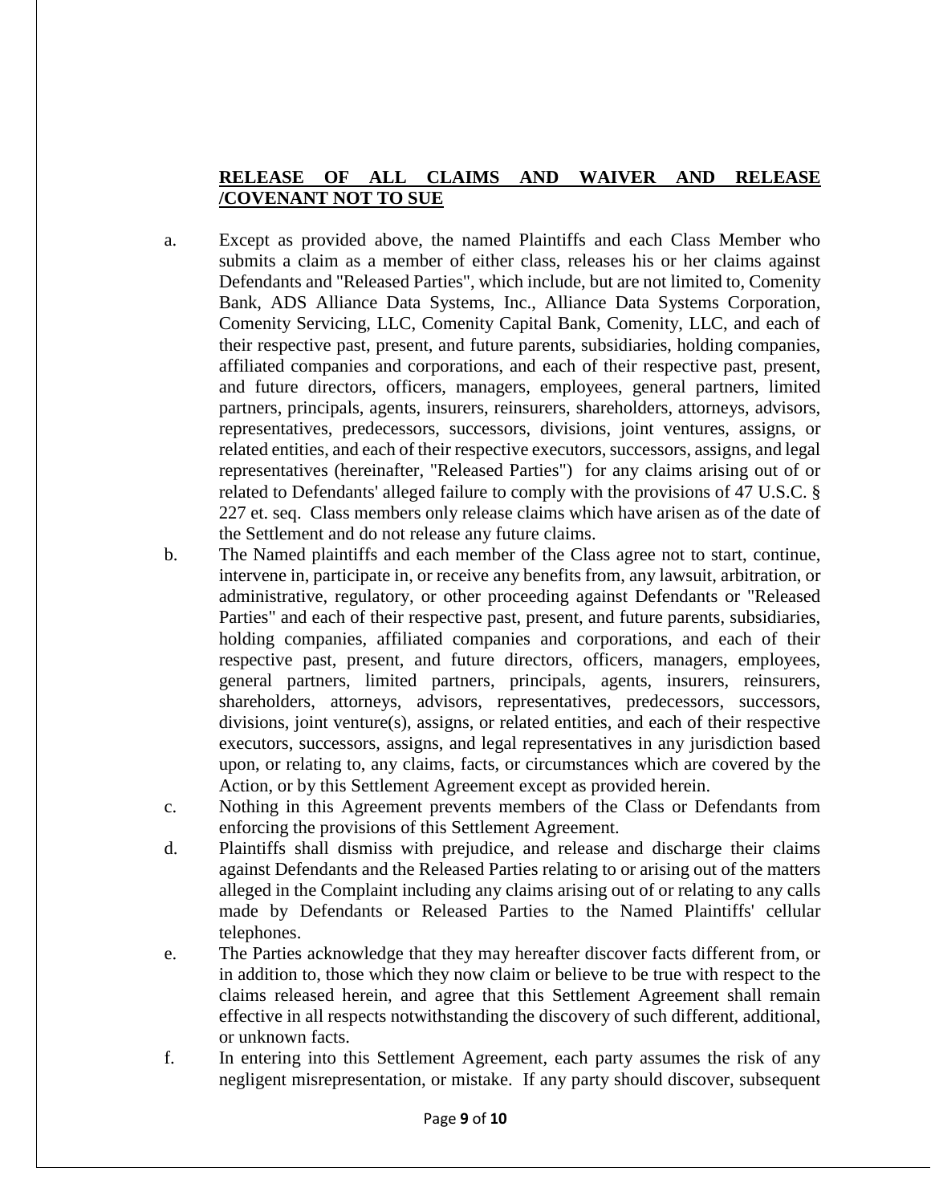**RELEASE OF ALL CLAIMS AND WAIVER AND RELEASE /COVENANT NOT TO SUE**

a. Except as provided above, the named Plaintiffs and each Class Member who submits a claim as a member of either class, releases his or her claims against Defendants and "Released Parties", which include, but are not limited to, Comenity Bank, ADS Alliance Data Systems, Inc., Alliance Data Systems Corporation, Comenity Servicing, LLC, Comenity Capital Bank, Comenity, LLC, and each of their respective past, present, and future parents, subsidiaries, holding companies, affiliated companies and corporations, and each of their respective past, present, and future directors, officers, managers, employees, general partners, limited partners, principals, agents, insurers, reinsurers, shareholders, attorneys, advisors, representatives, predecessors, successors, divisions, joint ventures, assigns, or related entities, and each of their respective executors, successors, assigns, and legal representatives (hereinafter, "Released Parties") for any claims arising out of or related to Defendants' alleged failure to comply with the provisions of 47 U.S.C. § 227 et. seq. Class members only release claims which have arisen as of the date of the Settlement and do not release any future claims.

b. The Named plaintiffs and each member of the Class agree not to start, continue, intervene in, participate in, or receive any benefits from, any lawsuit, arbitration, or administrative, regulatory, or other proceeding against Defendants or "Released Parties" and each of their respective past, present, and future parents, subsidiaries, holding companies, affiliated companies and corporations, and each of their respective past, present, and future directors, officers, managers, employees, general partners, limited partners, principals, agents, insurers, reinsurers, shareholders, attorneys, advisors, representatives, predecessors, successors, divisions, joint venture(s), assigns, or related entities, and each of their respective executors, successors, assigns, and legal representatives in any jurisdiction based upon, or relating to, any claims, facts, or circumstances which are covered by the Action, or by this Settlement Agreement except as provided herein.

c. Nothing in this Agreement prevents members of the Class or Defendants from enforcing the provisions of this Settlement Agreement.

d. Plaintiffs shall dismiss with prejudice, and release and discharge their claims against Defendants and the Released Parties relating to or arising out of the matters alleged in the Complaint including any claims arising out of or relating to any calls made by Defendants or Released Parties to the Named Plaintiffs' cellular telephones.

e. The Parties acknowledge that they may hereafter discover facts different from, or in addition to, those which they now claim or believe to be true with respect to the claims released herein, and agree that this Settlement Agreement shall remain effective in all respects notwithstanding the discovery of such different, additional, or unknown facts.

f. In entering into this Settlement Agreement, each party assumes the risk of any negligent misrepresentation, or mistake. If any party should discover, subsequent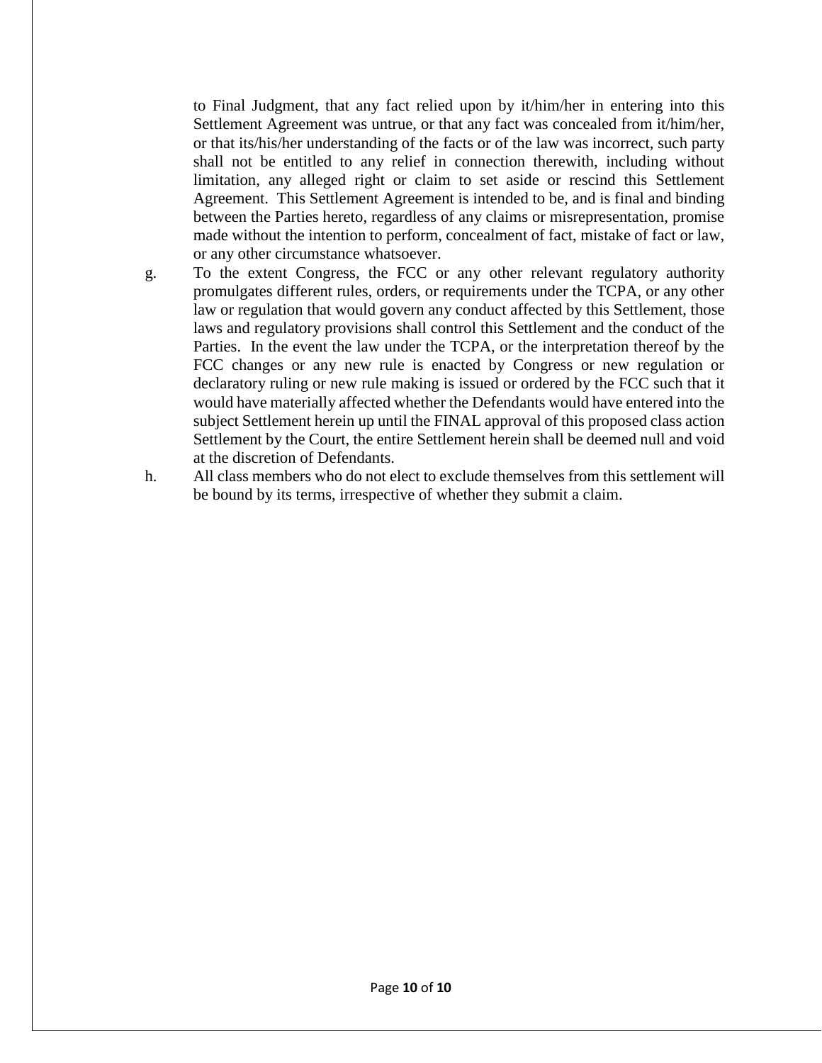to Final Judgment, that any fact relied upon by it/him/her in entering into this Settlement Agreement was untrue, or that any fact was concealed from it/him/her, or that its/his/her understanding of the facts or of the law was incorrect, such party shall not be entitled to any relief in connection therewith, including without limitation, any alleged right or claim to set aside or rescind this Settlement Agreement. This Settlement Agreement is intended to be, and is final and binding between the Parties hereto, regardless of any claims or misrepresentation, promise made without the intention to perform, concealment of fact, mistake of fact or law, or any other circumstance whatsoever.

g. To the extent Congress, the FCC or any other relevant regulatory authority promulgates different rules, orders, or requirements under the TCPA, or any other law or regulation that would govern any conduct affected by this Settlement, those laws and regulatory provisions shall control this Settlement and the conduct of the Parties. In the event the law under the TCPA, or the interpretation thereof by the FCC changes or any new rule is enacted by Congress or new regulation or declaratory ruling or new rule making is issued or ordered by the FCC such that it would have materially affected whether the Defendants would have entered into the subject Settlement herein up until the FINAL approval of this proposed class action Settlement by the Court, the entire Settlement herein shall be deemed null and void at the discretion of Defendants.

h. All class members who do not elect to exclude themselves from this settlement will be bound by its terms, irrespective of whether they submit a claim.